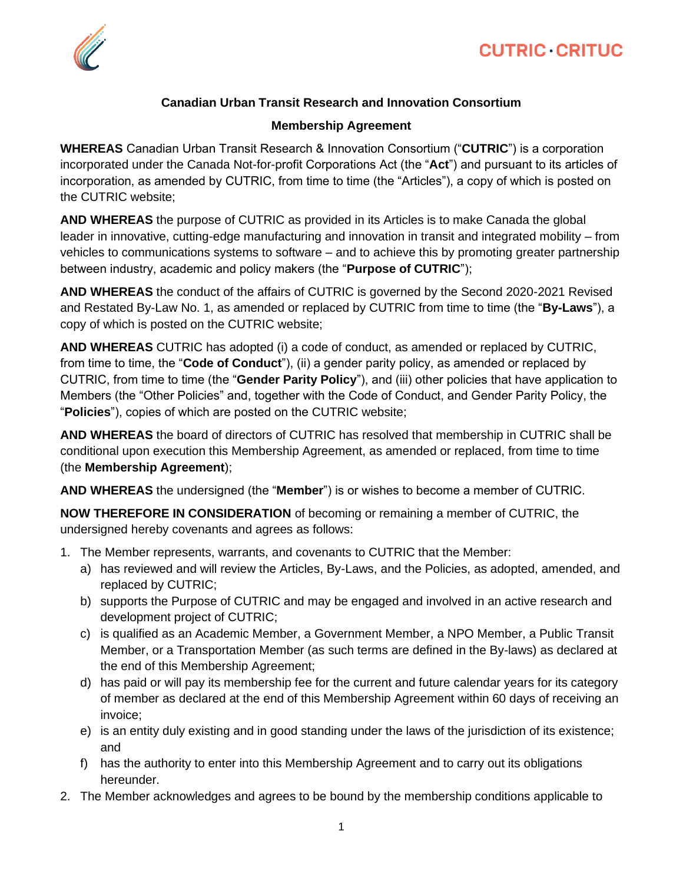**Canadian Urban Transit Research and Innovation Consortium**

**Membership Agreement**

**WHEREAS** Canadian Urban Transit Research & Innovation Consortium ("**CUTRIC**") is a corporation incorporated under the Canada Not-for-profit Corporations Act (the "**Act**") and pursuant to its articles of incorporation, as amended by CUTRIC, from time to time (the "Articles"), a copy of which is posted on the CUTRIC website;

**AND WHEREAS** the purpose of CUTRIC as provided in its Articles is to make Canada the global leader in innovative, cutting-edge manufacturing and innovation in transit and integrated mobility – from vehicles to communications systems to software – and to achieve this by promoting greater partnership between industry, academic and policy makers (the "**Purpose of CUTRIC**");

**AND WHEREAS** the conduct of the affairs of CUTRIC is governed by the Second 2020-2021 Revised and Restated By-Law No. 1, as amended or replaced by CUTRIC from time to time (the "**By-Laws**"), a copy of which is posted on the CUTRIC website;

**AND WHEREAS** CUTRIC has adopted (i) a code of conduct, as amended or replaced by CUTRIC, from time to time, the "**Code of Conduct**"), (ii) a gender parity policy, as amended or replaced by CUTRIC, from time to time (the "**Gender Parity Policy**"), and (iii) other policies that have application to Members (the "Other Policies" and, together with the Code of Conduct, and Gender Parity Policy, the "**Policies**"), copies of which are posted on the CUTRIC website;

**AND WHEREAS** the board of directors of CUTRIC has resolved that membership in CUTRIC shall be conditional upon execution this Membership Agreement, as amended or replaced, from time to time (the **Membership Agreement**);

**AND WHEREAS** the undersigned (the "**Member**") is or wishes to become a member of CUTRIC.

**NOW THEREFORE IN CONSIDERATION** of becoming or remaining a member of CUTRIC, the undersigned hereby covenants and agrees as follows:

1. The Member represents, warrants, and covenants to CUTRIC that the Member:
   a) has reviewed and will review the Articles, By-Laws, and the Policies, as adopted, amended, and replaced by CUTRIC;
   b) supports the Purpose of CUTRIC and may be engaged and involved in an active research and development project of CUTRIC;
   c) is qualified as an Academic Member, a Government Member, a NPO Member, a Public Transit Member, or a Transportation Member (as such terms are defined in the By-laws) as declared at the end of this Membership Agreement;
   d) has paid or will pay its membership fee for the current and future calendar years for its category of member as declared at the end of this Membership Agreement within 60 days of receiving an invoice;
   e) is an entity duly existing and in good standing under the laws of the jurisdiction of its existence; and
   f) has the authority to enter into this Membership Agreement and to carry out its obligations hereunder.
2. The Member acknowledges and agrees to be bound by the membership conditions applicable to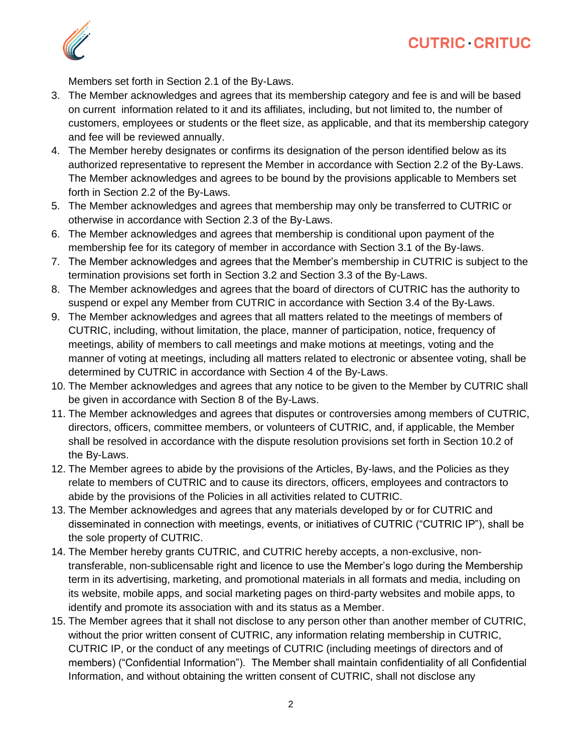Members set forth in Section 2.1 of the By-Laws.

3. The Member acknowledges and agrees that its membership category and fee is and will be based on current information related to it and its affiliates, including, but not limited to, the number of customers, employees or students or the fleet size, as applicable, and that its membership category and fee will be reviewed annually.
4. The Member hereby designates or confirms its designation of the person identified below as its authorized representative to represent the Member in accordance with Section 2.2 of the By-Laws. The Member acknowledges and agrees to be bound by the provisions applicable to Members set forth in Section 2.2 of the By-Laws.
5. The Member acknowledges and agrees that membership may only be transferred to CUTRIC or otherwise in accordance with Section 2.3 of the By-Laws.
6. The Member acknowledges and agrees that membership is conditional upon payment of the membership fee for its category of member in accordance with Section 3.1 of the By-laws.
7. The Member acknowledges and agrees that the Member's membership in CUTRIC is subject to the termination provisions set forth in Section 3.2 and Section 3.3 of the By-Laws.
8. The Member acknowledges and agrees that the board of directors of CUTRIC has the authority to suspend or expel any Member from CUTRIC in accordance with Section 3.4 of the By-Laws.
9. The Member acknowledges and agrees that all matters related to the meetings of members of CUTRIC, including, without limitation, the place, manner of participation, notice, frequency of meetings, ability of members to call meetings and make motions at meetings, voting and the manner of voting at meetings, including all matters related to electronic or absentee voting, shall be determined by CUTRIC in accordance with Section 4 of the By-Laws.
10. The Member acknowledges and agrees that any notice to be given to the Member by CUTRIC shall be given in accordance with Section 8 of the By-Laws.
11. The Member acknowledges and agrees that disputes or controversies among members of CUTRIC, directors, officers, committee members, or volunteers of CUTRIC, and, if applicable, the Member shall be resolved in accordance with the dispute resolution provisions set forth in Section 10.2 of the By-Laws.
12. The Member agrees to abide by the provisions of the Articles, By-laws, and the Policies as they relate to members of CUTRIC and to cause its directors, officers, employees and contractors to abide by the provisions of the Policies in all activities related to CUTRIC.
13. The Member acknowledges and agrees that any materials developed by or for CUTRIC and disseminated in connection with meetings, events, or initiatives of CUTRIC ("CUTRIC IP"), shall be the sole property of CUTRIC.
14. The Member hereby grants CUTRIC, and CUTRIC hereby accepts, a non-exclusive, non-transferable, non-sublicensable right and licence to use the Member's logo during the Membership term in its advertising, marketing, and promotional materials in all formats and media, including on its website, mobile apps, and social marketing pages on third-party websites and mobile apps, to identify and promote its association with and its status as a Member.
15. The Member agrees that it shall not disclose to any person other than another member of CUTRIC, without the prior written consent of CUTRIC, any information relating membership in CUTRIC, CUTRIC IP, or the conduct of any meetings of CUTRIC (including meetings of directors and of members) ("Confidential Information"). The Member shall maintain confidentiality of all Confidential Information, and without obtaining the written consent of CUTRIC, shall not disclose any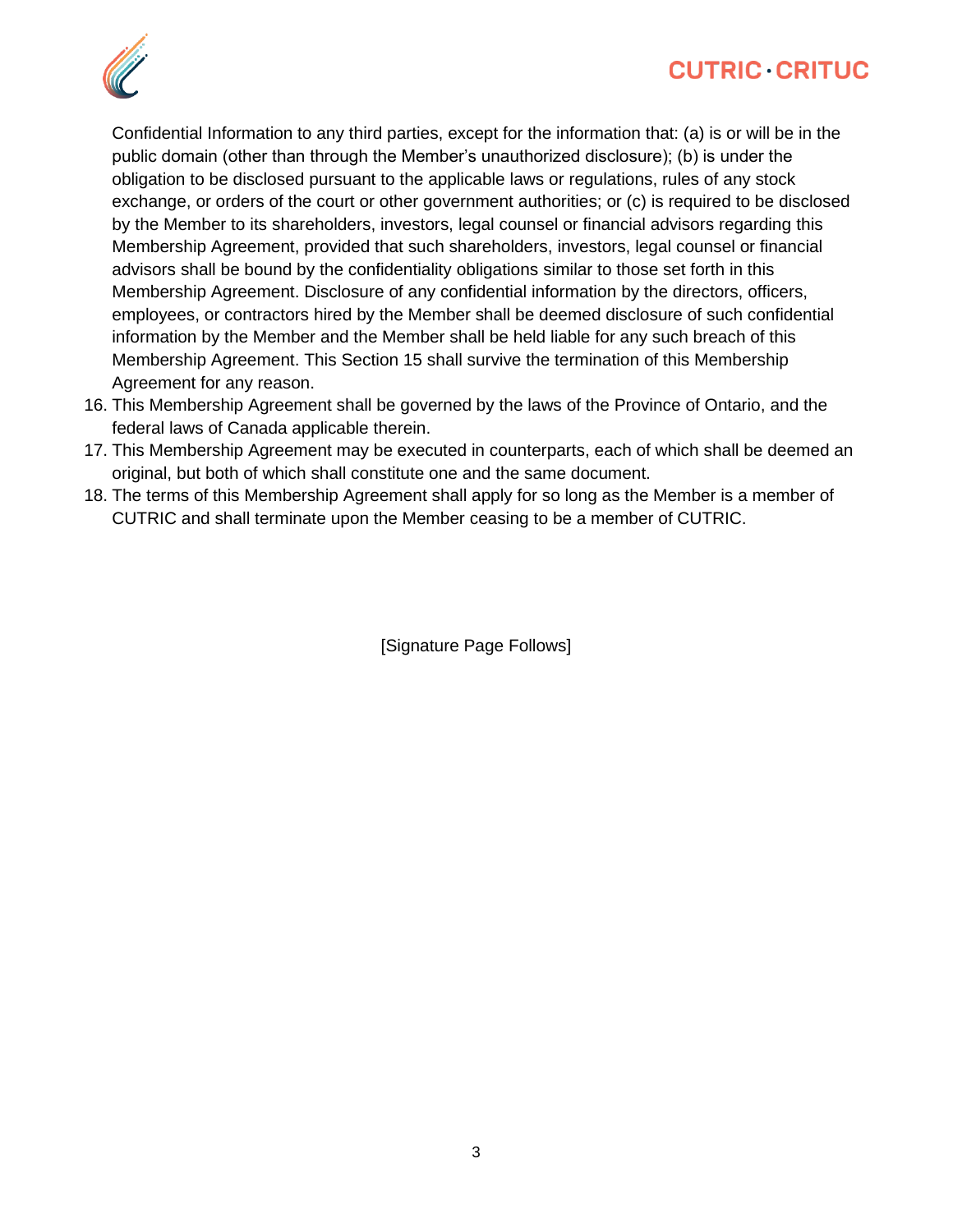Confidential Information to any third parties, except for the information that: (a) is or will be in the public domain (other than through the Member's unauthorized disclosure); (b) is under the obligation to be disclosed pursuant to the applicable laws or regulations, rules of any stock exchange, or orders of the court or other government authorities; or (c) is required to be disclosed by the Member to its shareholders, investors, legal counsel or financial advisors regarding this Membership Agreement, provided that such shareholders, investors, legal counsel or financial advisors shall be bound by the confidentiality obligations similar to those set forth in this Membership Agreement. Disclosure of any confidential information by the directors, officers, employees, or contractors hired by the Member shall be deemed disclosure of such confidential information by the Member and the Member shall be held liable for any such breach of this Membership Agreement. This Section 15 shall survive the termination of this Membership Agreement for any reason.

16. This Membership Agreement shall be governed by the laws of the Province of Ontario, and the federal laws of Canada applicable therein.
17. This Membership Agreement may be executed in counterparts, each of which shall be deemed an original, but both of which shall constitute one and the same document.
18. The terms of this Membership Agreement shall apply for so long as the Member is a member of CUTRIC and shall terminate upon the Member ceasing to be a member of CUTRIC.

[Signature Page Follows]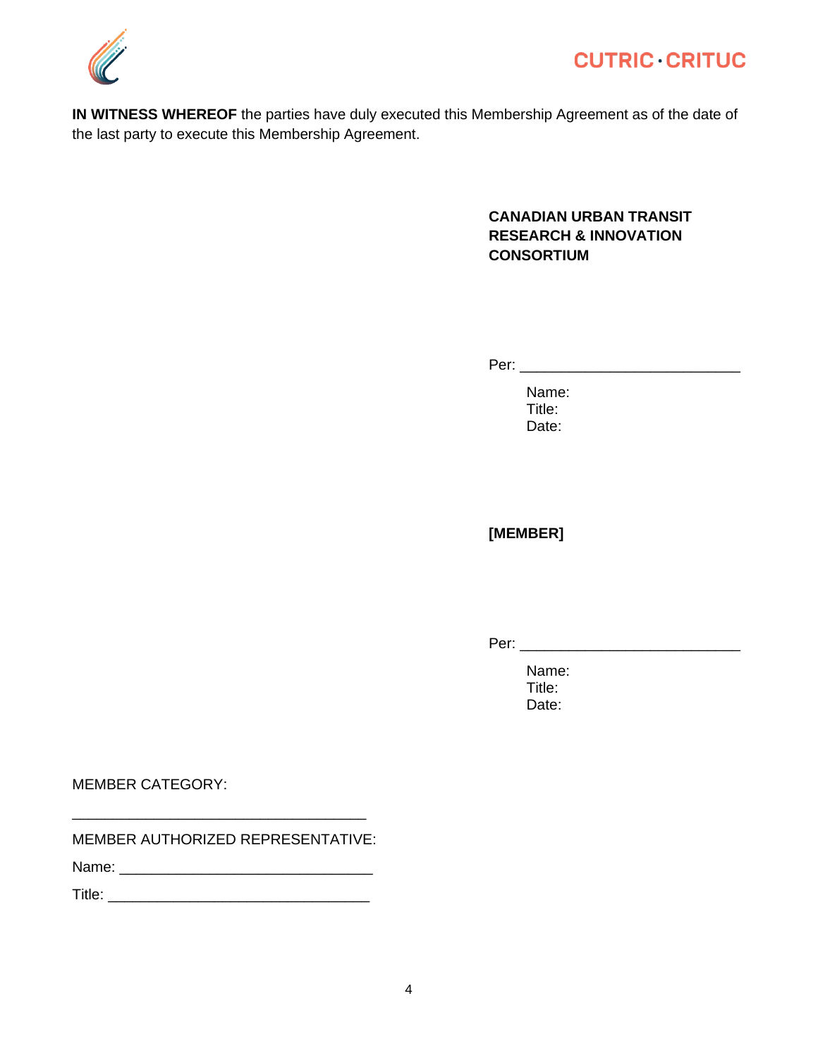**IN WITNESS WHEREOF** the parties have duly executed this Membership Agreement as of the date of the last party to execute this Membership Agreement.

**CANADIAN URBAN TRANSIT RESEARCH & INNOVATION CONSORTIUM**

Per: ___________________________

Name:
Title:
Date:

**[MEMBER]**

Per: ___________________________

Name:
Title:
Date:

MEMBER CATEGORY:

____________________________________

MEMBER AUTHORIZED REPRESENTATIVE:

Name: _______________________________

Title: ________________________________